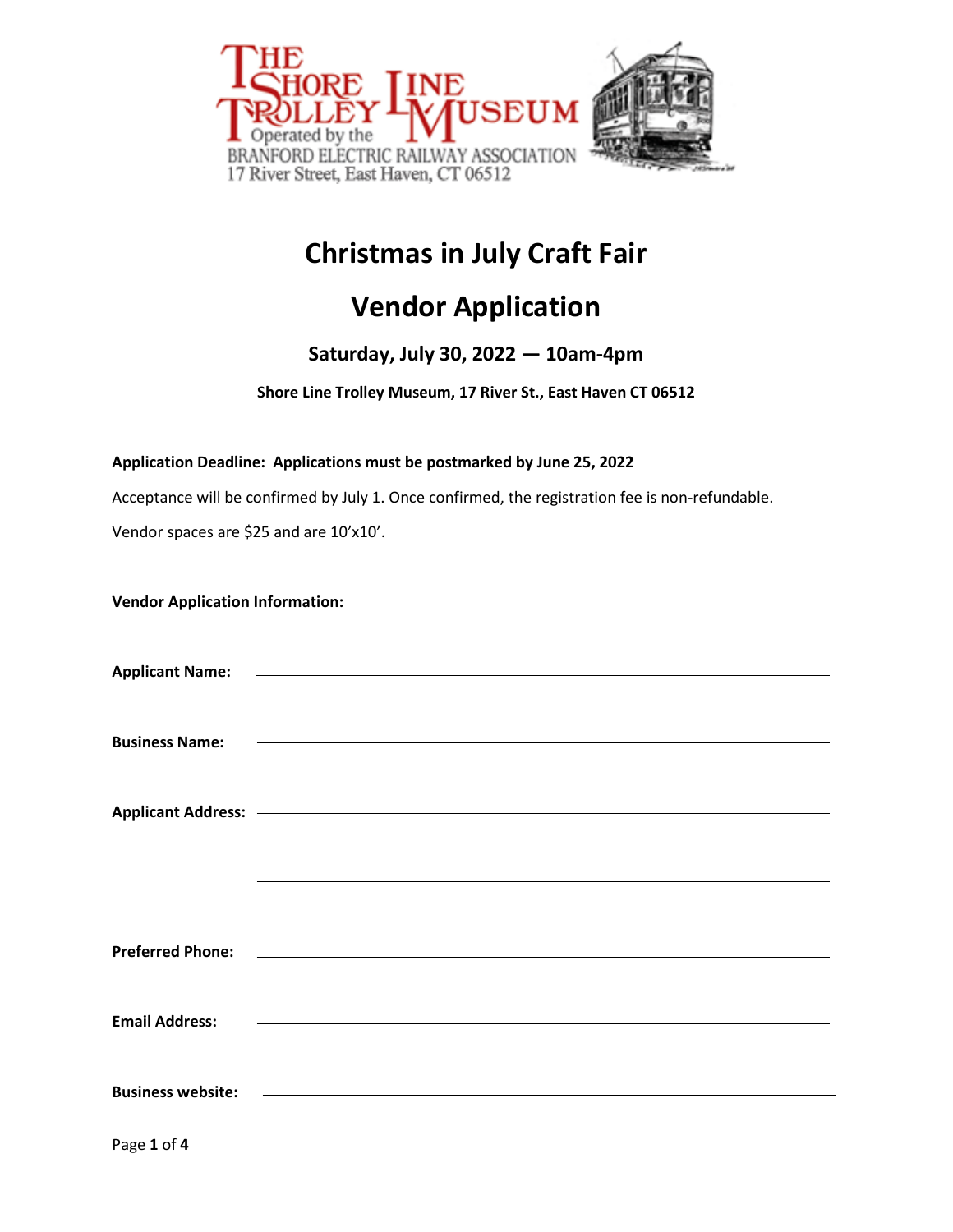The Shore Line Trolley Museum
Operated by the Branford Electric Railway Association
17 River Street, East Haven, CT 06512

# Christmas in July Craft Fair

# Vendor Application

### Saturday, July 30, 2022 — 10am-4pm

**Shore Line Trolley Museum, 17 River St., East Haven CT 06512**

**Application Deadline: Applications must be postmarked by June 25, 2022**

Acceptance will be confirmed by July 1. Once confirmed, the registration fee is non-refundable.

Vendor spaces are $25 and are 10'x10'.

**Vendor Application Information:**

**Applicant Name:** ______________________________

**Business Name:** ______________________________

**Applicant Address:** ______________________________

______________________________

**Preferred Phone:** ______________________________

**Email Address:** ______________________________

**Business website:** ______________________________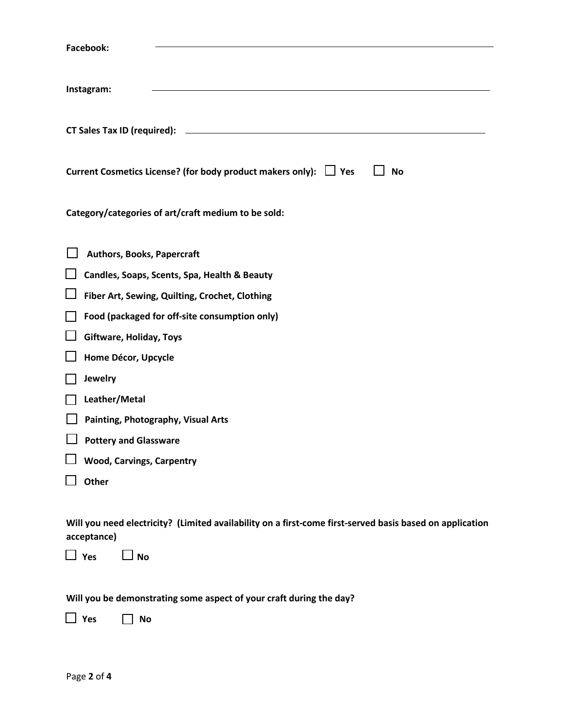**Facebook:** \_\_\_\_\_\_\_\_\_\_\_\_\_\_\_\_\_\_\_\_\_\_\_\_\_\_\_\_\_\_\_\_\_\_\_\_\_\_\_\_

**Instagram:** \_\_\_\_\_\_\_\_\_\_\_\_\_\_\_\_\_\_\_\_\_\_\_\_\_\_\_\_\_\_\_\_\_\_\_\_\_\_\_\_

**CT Sales Tax ID (required):** \_\_\_\_\_\_\_\_\_\_\_\_\_\_\_\_\_\_\_\_\_\_\_\_\_\_\_\_\_\_\_\_\_\_\_\_

**Current Cosmetics License? (for body product makers only):** ☐ **Yes** ☐ **No**

**Category/categories of art/craft medium to be sold:**

- ☐ **Authors, Books, Papercraft**
- ☐ **Candles, Soaps, Scents, Spa, Health & Beauty**
- ☐ **Fiber Art, Sewing, Quilting, Crochet, Clothing**
- ☐ **Food (packaged for off-site consumption only)**
- ☐ **Giftware, Holiday, Toys**
- ☐ **Home Décor, Upcycle**
- ☐ **Jewelry**
- ☐ **Leather/Metal**
- ☐ **Painting, Photography, Visual Arts**
- ☐ **Pottery and Glassware**
- ☐ **Wood, Carvings, Carpentry**
- ☐ **Other**

**Will you need electricity? (Limited availability on a first-come first-served basis based on application acceptance)**

☐ **Yes** ☐ **No**

**Will you be demonstrating some aspect of your craft during the day?**

☐ **Yes** ☐ **No**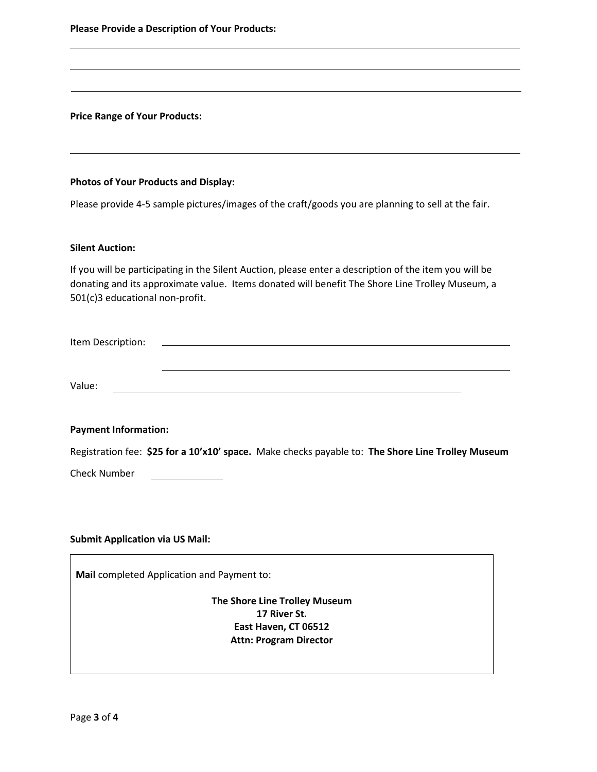**Please Provide a Description of Your Products:**

\_\_\_\_\_\_\_\_\_\_\_\_\_\_\_\_\_\_\_\_\_\_\_\_\_\_\_\_\_\_\_\_\_\_\_\_\_\_\_\_\_\_\_\_\_\_\_\_\_\_\_\_\_\_\_\_\_\_

\_\_\_\_\_\_\_\_\_\_\_\_\_\_\_\_\_\_\_\_\_\_\_\_\_\_\_\_\_\_\_\_\_\_\_\_\_\_\_\_\_\_\_\_\_\_\_\_\_\_\_\_\_\_\_\_\_\_

\_\_\_\_\_\_\_\_\_\_\_\_\_\_\_\_\_\_\_\_\_\_\_\_\_\_\_\_\_\_\_\_\_\_\_\_\_\_\_\_\_\_\_\_\_\_\_\_\_\_\_\_\_\_\_\_\_\_

**Price Range of Your Products:**

\_\_\_\_\_\_\_\_\_\_\_\_\_\_\_\_\_\_\_\_\_\_\_\_\_\_\_\_\_\_\_\_\_\_\_\_\_\_\_\_\_\_\_\_\_\_\_\_\_\_\_\_\_\_\_\_\_\_

**Photos of Your Products and Display:**

Please provide 4-5 sample pictures/images of the craft/goods you are planning to sell at the fair.

**Silent Auction:**

If you will be participating in the Silent Auction, please enter a description of the item you will be donating and its approximate value. Items donated will benefit The Shore Line Trolley Museum, a 501(c)3 educational non-profit.

Item Description: \_\_\_\_\_\_\_\_\_\_\_\_\_\_\_\_\_\_\_\_\_\_\_\_\_\_\_\_\_\_\_\_\_\_\_\_\_\_\_\_\_\_\_\_\_\_\_\_

\_\_\_\_\_\_\_\_\_\_\_\_\_\_\_\_\_\_\_\_\_\_\_\_\_\_\_\_\_\_\_\_\_\_\_\_\_\_\_\_\_\_\_\_\_\_\_\_

Value: \_\_\_\_\_\_\_\_\_\_\_\_\_\_\_\_\_\_\_\_\_\_\_\_\_\_\_\_\_\_\_\_\_\_\_\_\_\_\_\_\_\_\_\_\_\_\_\_

**Payment Information:**

Registration fee: **$25 for a 10'x10' space.** Make checks payable to: **The Shore Line Trolley Museum**

Check Number \_\_\_\_\_\_\_\_\_\_

**Submit Application via US Mail:**

**Mail** completed Application and Payment to:

**The Shore Line Trolley Museum**
**17 River St.**
**East Haven, CT 06512**
**Attn: Program Director**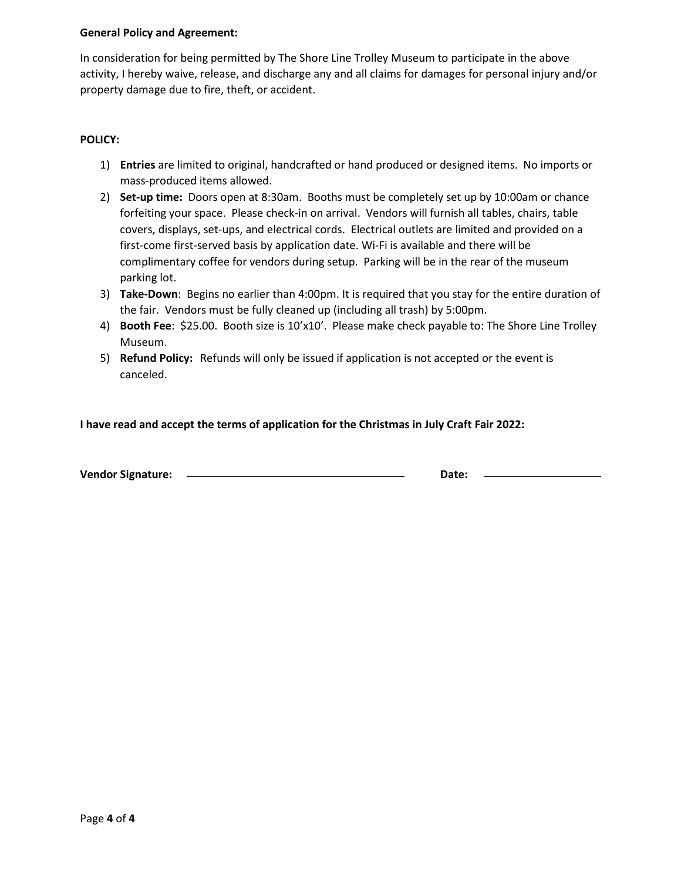**General Policy and Agreement:**

In consideration for being permitted by The Shore Line Trolley Museum to participate in the above activity, I hereby waive, release, and discharge any and all claims for damages for personal injury and/or property damage due to fire, theft, or accident.

**POLICY:**

1) **Entries** are limited to original, handcrafted or hand produced or designed items. No imports or mass-produced items allowed.
2) **Set-up time:** Doors open at 8:30am. Booths must be completely set up by 10:00am or chance forfeiting your space. Please check-in on arrival. Vendors will furnish all tables, chairs, table covers, displays, set-ups, and electrical cords. Electrical outlets are limited and provided on a first-come first-served basis by application date. Wi-Fi is available and there will be complimentary coffee for vendors during setup. Parking will be in the rear of the museum parking lot.
3) **Take-Down**: Begins no earlier than 4:00pm. It is required that you stay for the entire duration of the fair. Vendors must be fully cleaned up (including all trash) by 5:00pm.
4) **Booth Fee**: $25.00. Booth size is 10'x10'. Please make check payable to: The Shore Line Trolley Museum.
5) **Refund Policy:** Refunds will only be issued if application is not accepted or the event is canceled.

**I have read and accept the terms of application for the Christmas in July Craft Fair 2022:**

**Vendor Signature:** ______________________________ **Date:** ________________